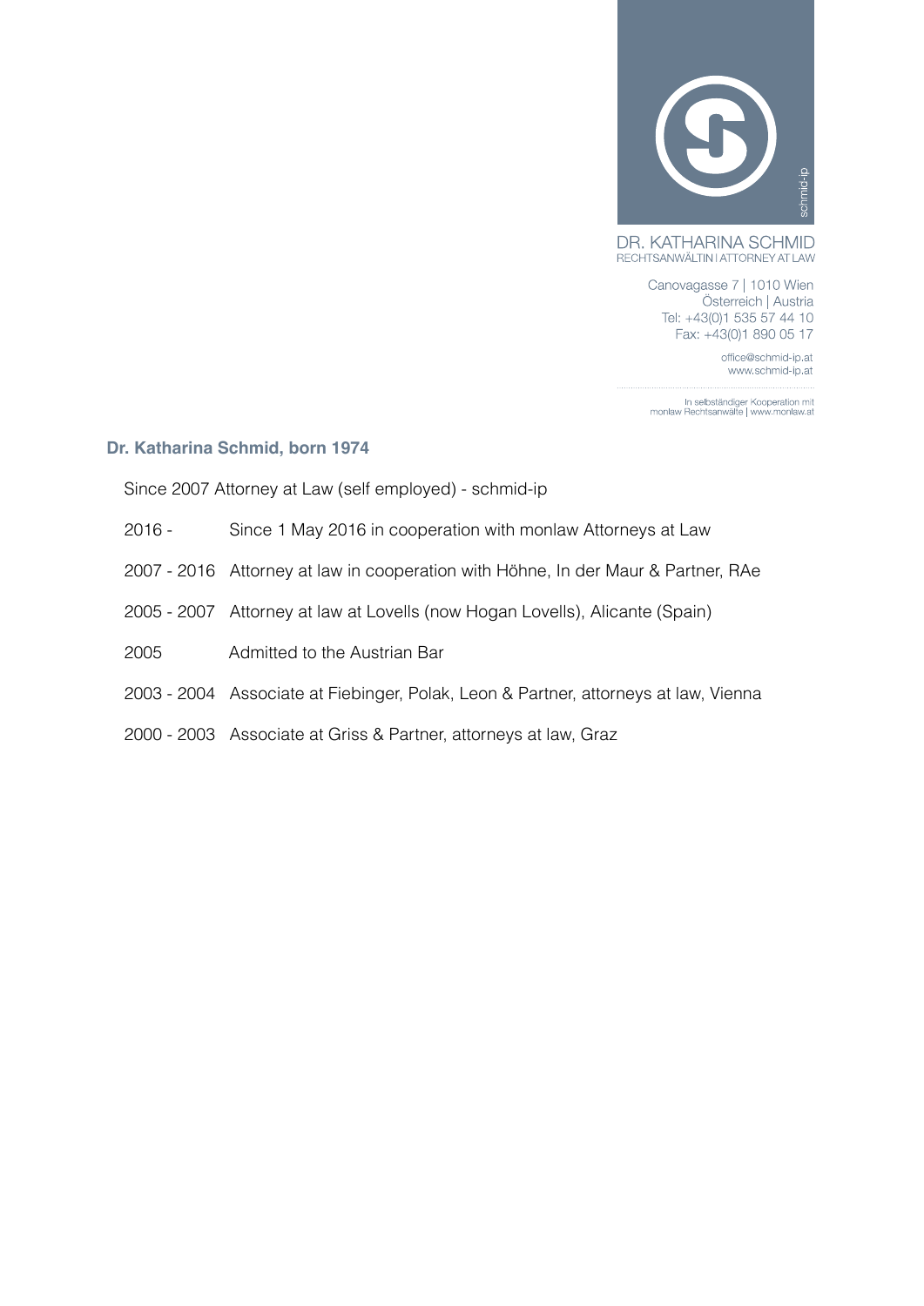DR. KATHARINA SCHMID
RECHTSANWÄLTIN | ATTORNEY AT LAW

Canovagasse 7 | 1010 Wien
Österreich | Austria
Tel: +43(0)1 535 57 44 10
Fax: +43(0)1 890 05 17

office@schmid-ip.at
www.schmid-ip.at

In selbständiger Kooperation mit
monlaw Rechtsanwälte | www.monlaw.at

### Dr. Katharina Schmid, born 1974

Since 2007 Attorney at Law (self employed) - schmid-ip

| | |
|---|---|
| 2016 - | Since 1 May 2016 in cooperation with monlaw Attorneys at Law |
| 2007 - 2016 | Attorney at law in cooperation with Höhne, In der Maur & Partner, RAe |
| 2005 - 2007 | Attorney at law at Lovells (now Hogan Lovells), Alicante (Spain) |
| 2005 | Admitted to the Austrian Bar |
| 2003 - 2004 | Associate at Fiebinger, Polak, Leon & Partner, attorneys at law, Vienna |
| 2000 - 2003 | Associate at Griss & Partner, attorneys at law, Graz |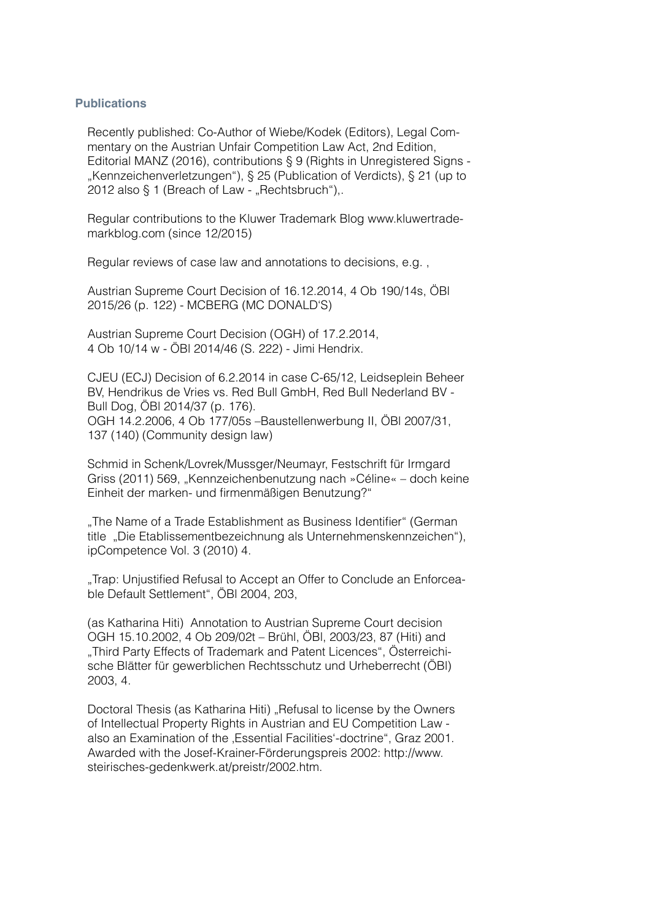## Publications

Recently published: Co-Author of Wiebe/Kodek (Editors), Legal Commentary on the Austrian Unfair Competition Law Act, 2nd Edition, Editorial MANZ (2016), contributions § 9 (Rights in Unregistered Signs - „Kennzeichenverletzungen"), § 25 (Publication of Verdicts), § 21 (up to 2012 also § 1 (Breach of Law - „Rechtsbruch"),.

Regular contributions to the Kluwer Trademark Blog www.kluwertrademarkblog.com (since 12/2015)

Regular reviews of case law and annotations to decisions, e.g. ,

Austrian Supreme Court Decision of 16.12.2014, 4 Ob 190/14s, ÖBl 2015/26 (p. 122) - MCBERG (MC DONALD'S)

Austrian Supreme Court Decision (OGH) of 17.2.2014, 4 Ob 10/14 w - ÖBl 2014/46 (S. 222) - Jimi Hendrix.

CJEU (ECJ) Decision of 6.2.2014 in case C-65/12, Leidseplein Beheer BV, Hendrikus de Vries vs. Red Bull GmbH, Red Bull Nederland BV - Bull Dog, ÖBl 2014/37 (p. 176).
OGH 14.2.2006, 4 Ob 177/05s –Baustellenwerbung II, ÖBl 2007/31, 137 (140) (Community design law)

Schmid in Schenk/Lovrek/Mussger/Neumayr, Festschrift für Irmgard Griss (2011) 569, „Kennzeichenbenutzung nach »Céline« – doch keine Einheit der marken- und firmenmäßigen Benutzung?"

„The Name of a Trade Establishment as Business Identifier" (German title „Die Etablissementbezeichnung als Unternehmenskennzeichen"), ipCompetence Vol. 3 (2010) 4.

„Trap: Unjustified Refusal to Accept an Offer to Conclude an Enforceable Default Settlement", ÖBl 2004, 203,

(as Katharina Hiti) Annotation to Austrian Supreme Court decision OGH 15.10.2002, 4 Ob 209/02t – Brühl, ÖBl, 2003/23, 87 (Hiti) and „Third Party Effects of Trademark and Patent Licences", Österreichische Blätter für gewerblichen Rechtsschutz und Urheberrecht (ÖBl) 2003, 4.

Doctoral Thesis (as Katharina Hiti) „Refusal to license by the Owners of Intellectual Property Rights in Austrian and EU Competition Law - also an Examination of the ‚Essential Facilities'-doctrine", Graz 2001. Awarded with the Josef-Krainer-Förderungspreis 2002: http://www.steirisches-gedenkwerk.at/preistr/2002.htm.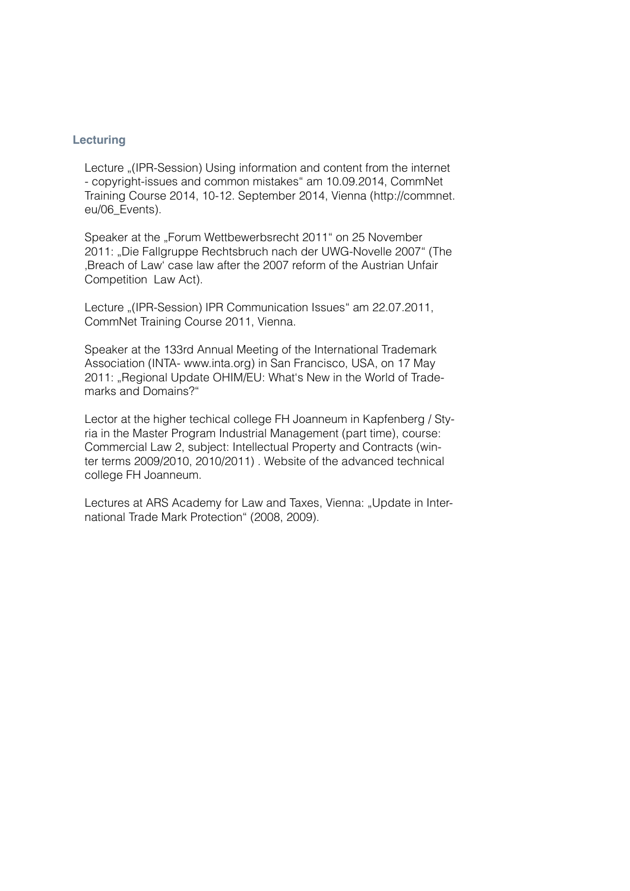## Lecturing

Lecture „(IPR-Session) Using information and content from the internet - copyright-issues and common mistakes“ am 10.09.2014, CommNet Training Course 2014, 10-12. September 2014, Vienna (http://commnet.eu/06_Events).

Speaker at the „Forum Wettbewerbsrecht 2011“ on 25 November 2011: „Die Fallgruppe Rechtsbruch nach der UWG-Novelle 2007“ (The ‚Breach of Law‘ case law after the 2007 reform of the Austrian Unfair Competition Law Act).

Lecture „(IPR-Session) IPR Communication Issues“ am 22.07.2011, CommNet Training Course 2011, Vienna.

Speaker at the 133rd Annual Meeting of the International Trademark Association (INTA- www.inta.org) in San Francisco, USA, on 17 May 2011: „Regional Update OHIM/EU: What's New in the World of Trademarks and Domains?“

Lector at the higher techical college FH Joanneum in Kapfenberg / Styria in the Master Program Industrial Management (part time), course: Commercial Law 2, subject: Intellectual Property and Contracts (winter terms 2009/2010, 2010/2011) . Website of the advanced technical college FH Joanneum.

Lectures at ARS Academy for Law and Taxes, Vienna: „Update in International Trade Mark Protection“ (2008, 2009).